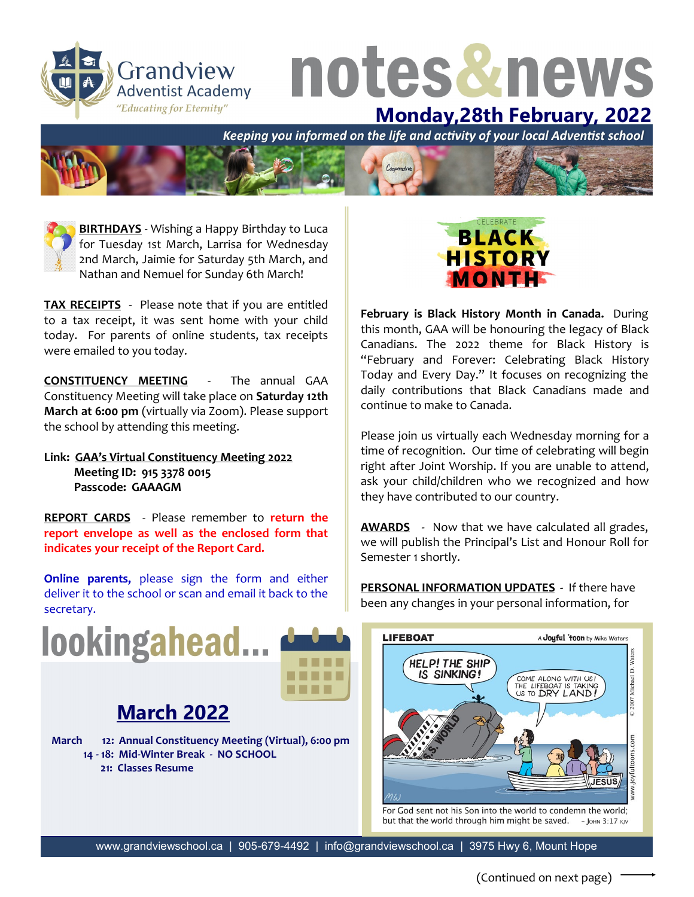# notes&news

Grandview Adventist Academy
*"Educating for Eternity"*

## Monday,28th February, 2022

*Keeping you informed on the life and activity of your local Adventist school*

**BIRTHDAYS** - Wishing a Happy Birthday to Luca for Tuesday 1st March, Larrisa for Wednesday 2nd March, Jaimie for Saturday 5th March, and Nathan and Nemuel for Sunday 6th March!

**TAX RECEIPTS** - Please note that if you are entitled to a tax receipt, it was sent home with your child today. For parents of online students, tax receipts were emailed to you today.

**CONSTITUENCY MEETING** - The annual GAA Constituency Meeting will take place on **Saturday 12th March at 6:00 pm** (virtually via Zoom). Please support the school by attending this meeting.

**Link: GAA's Virtual Constituency Meeting 2022**
**Meeting ID: 915 3378 0015**
**Passcode: GAAAGM**

**REPORT CARDS** - Please remember to **return the report envelope as well as the enclosed form that indicates your receipt of the Report Card.**

**Online parents,** please sign the form and either deliver it to the school or scan and email it back to the secretary.

## lookingahead...

### March 2022

**March 12: Annual Constituency Meeting (Virtual), 6:00 pm**
**14 - 18: Mid-Winter Break - NO SCHOOL**
**21: Classes Resume**

CELEBRATE BLACK HISTORY MONTH

**February is Black History Month in Canada.** During this month, GAA will be honouring the legacy of Black Canadians. The 2022 theme for Black History is "February and Forever: Celebrating Black History Today and Every Day." It focuses on recognizing the daily contributions that Black Canadians made and continue to make to Canada.

Please join us virtually each Wednesday morning for a time of recognition. Our time of celebrating will begin right after Joint Worship. If you are unable to attend, ask your child/children who we recognized and how they have contributed to our country.

**AWARDS** - Now that we have calculated all grades, we will publish the Principal's List and Honour Roll for Semester 1 shortly.

**PERSONAL INFORMATION UPDATES** - If there have been any changes in your personal information, for

LIFEBOAT — A Joyful 'toon by Mike Waters

For God sent not his Son into the world to condemn the world; but that the world through him might be saved. – John 3:17 KJV

www.grandviewschool.ca | 905-679-4492 | info@grandviewschool.ca | 3975 Hwy 6, Mount Hope

(Continued on next page)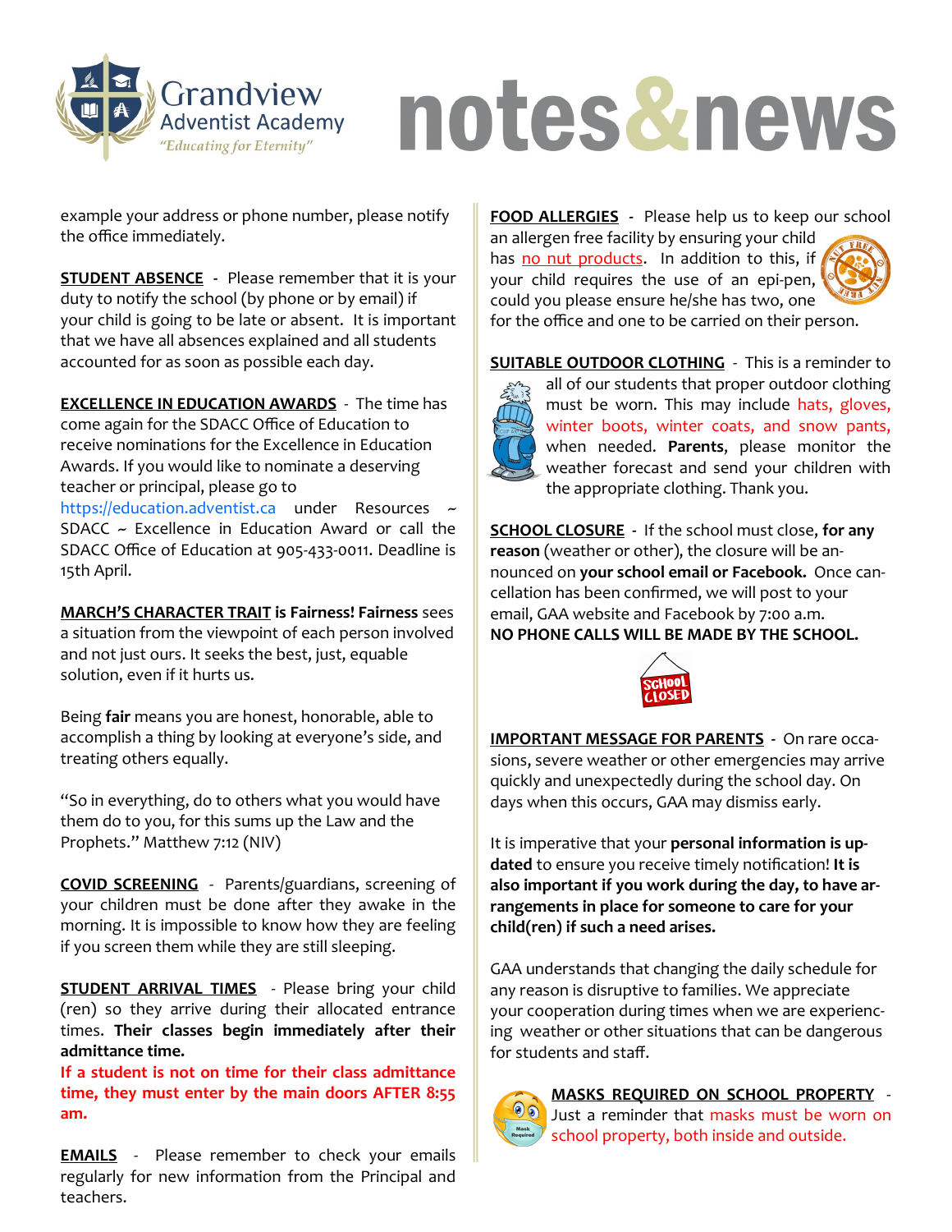example your address or phone number, please notify the office immediately.

**STUDENT ABSENCE** - Please remember that it is your duty to notify the school (by phone or by email) if your child is going to be late or absent. It is important that we have all absences explained and all students accounted for as soon as possible each day.

**EXCELLENCE IN EDUCATION AWARDS** - The time has come again for the SDACC Office of Education to receive nominations for the Excellence in Education Awards. If you would like to nominate a deserving teacher or principal, please go to https://education.adventist.ca under Resources ~ SDACC ~ Excellence in Education Award or call the SDACC Office of Education at 905-433-0011. Deadline is 15th April.

**MARCH'S CHARACTER TRAIT is Fairness! Fairness** sees a situation from the viewpoint of each person involved and not just ours. It seeks the best, just, equable solution, even if it hurts us.

Being **fair** means you are honest, honorable, able to accomplish a thing by looking at everyone's side, and treating others equally.

"So in everything, do to others what you would have them do to you, for this sums up the Law and the Prophets." Matthew 7:12 (NIV)

**COVID SCREENING** - Parents/guardians, screening of your children must be done after they awake in the morning. It is impossible to know how they are feeling if you screen them while they are still sleeping.

**STUDENT ARRIVAL TIMES** - Please bring your child (ren) so they arrive during their allocated entrance times. **Their classes begin immediately after their admittance time.**

**If a student is not on time for their class admittance time, they must enter by the main doors AFTER 8:55 am.**

**EMAILS** - Please remember to check your emails regularly for new information from the Principal and teachers.

**FOOD ALLERGIES** - Please help us to keep our school an allergen free facility by ensuring your child has no nut products. In addition to this, if your child requires the use of an epi-pen, could you please ensure he/she has two, one for the office and one to be carried on their person.

**SUITABLE OUTDOOR CLOTHING** - This is a reminder to all of our students that proper outdoor clothing must be worn. This may include hats, gloves, winter boots, winter coats, and snow pants, when needed. **Parents**, please monitor the weather forecast and send your children with the appropriate clothing. Thank you.

**SCHOOL CLOSURE** - If the school must close, **for any reason** (weather or other), the closure will be announced on **your school email or Facebook.** Once cancellation has been confirmed, we will post to your email, GAA website and Facebook by 7:00 a.m.
**NO PHONE CALLS WILL BE MADE BY THE SCHOOL.**

**IMPORTANT MESSAGE FOR PARENTS** - On rare occasions, severe weather or other emergencies may arrive quickly and unexpectedly during the school day. On days when this occurs, GAA may dismiss early.

It is imperative that your **personal information is updated** to ensure you receive timely notification! **It is also important if you work during the day, to have arrangements in place for someone to care for your child(ren) if such a need arises.**

GAA understands that changing the daily schedule for any reason is disruptive to families. We appreciate your cooperation during times when we are experiencing weather or other situations that can be dangerous for students and staff.

**MASKS REQUIRED ON SCHOOL PROPERTY** - Just a reminder that masks must be worn on school property, both inside and outside.